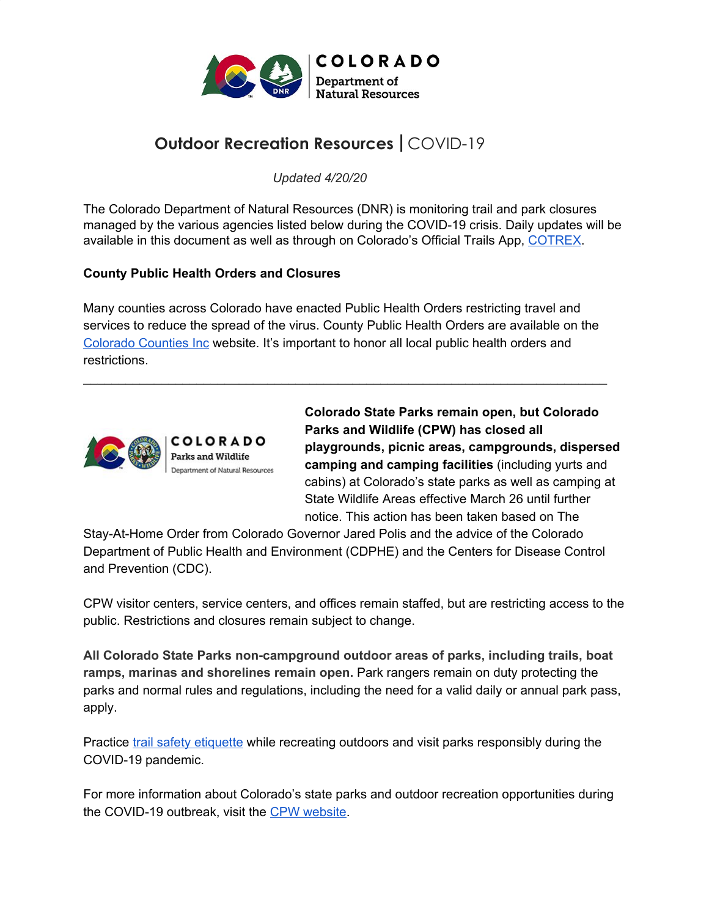# Outdoor Recreation Resources | COVID-19

*Updated 4/20/20*

The Colorado Department of Natural Resources (DNR) is monitoring trail and park closures managed by the various agencies listed below during the COVID-19 crisis. Daily updates will be available in this document as well as through on Colorado's Official Trails App, COTREX.

**County Public Health Orders and Closures**

Many counties across Colorado have enacted Public Health Orders restricting travel and services to reduce the spread of the virus. County Public Health Orders are available on the Colorado Counties Inc website. It's important to honor all local public health orders and restrictions.

---

**Colorado State Parks remain open, but Colorado Parks and Wildlife (CPW) has closed all playgrounds, picnic areas, campgrounds, dispersed camping and camping facilities** (including yurts and cabins) at Colorado's state parks as well as camping at State Wildlife Areas effective March 26 until further notice. This action has been taken based on The Stay-At-Home Order from Colorado Governor Jared Polis and the advice of the Colorado Department of Public Health and Environment (CDPHE) and the Centers for Disease Control and Prevention (CDC).

CPW visitor centers, service centers, and offices remain staffed, but are restricting access to the public. Restrictions and closures remain subject to change.

**All Colorado State Parks non-campground outdoor areas of parks, including trails, boat ramps, marinas and shorelines remain open.** Park rangers remain on duty protecting the parks and normal rules and regulations, including the need for a valid daily or annual park pass, apply.

Practice trail safety etiquette while recreating outdoors and visit parks responsibly during the COVID-19 pandemic.

For more information about Colorado's state parks and outdoor recreation opportunities during the COVID-19 outbreak, visit the CPW website.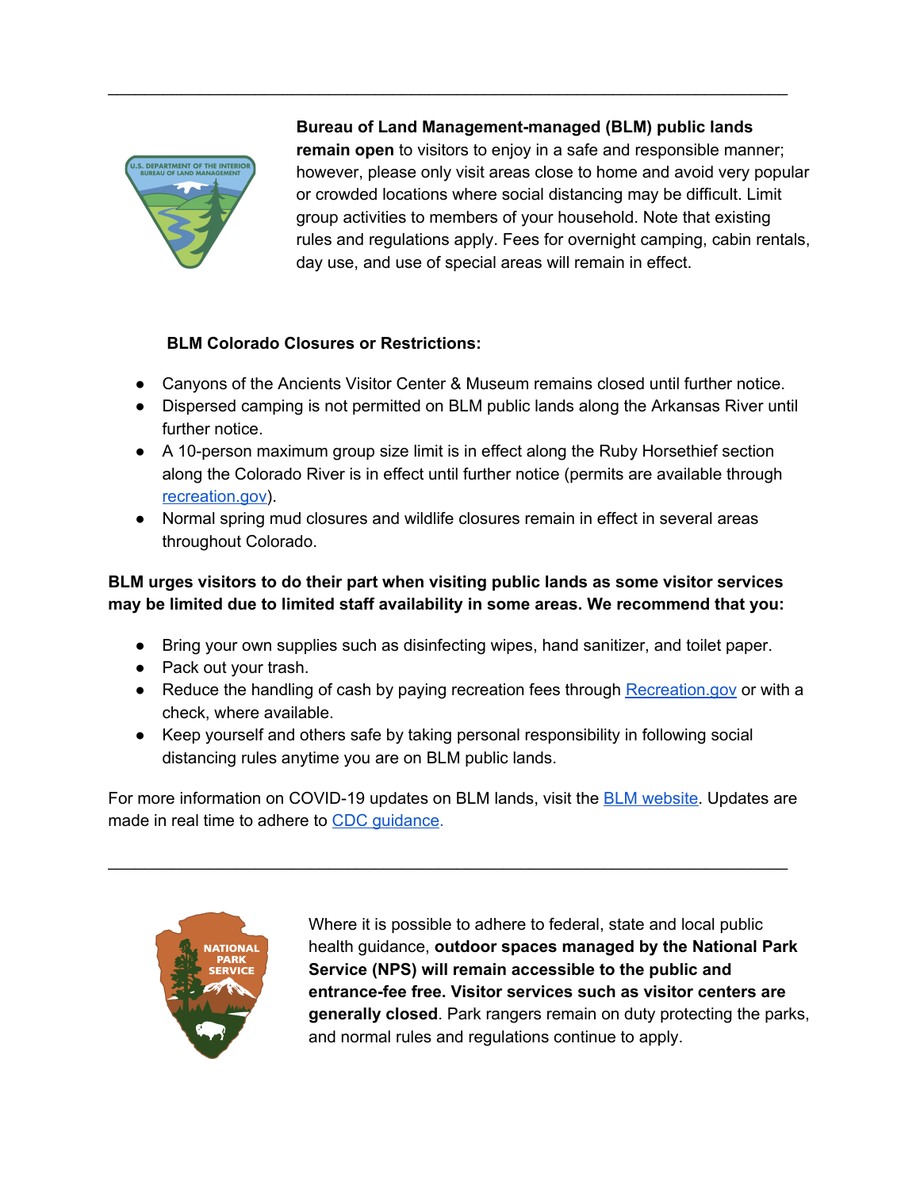---

**Bureau of Land Management-managed (BLM) public lands remain open** to visitors to enjoy in a safe and responsible manner; however, please only visit areas close to home and avoid very popular or crowded locations where social distancing may be difficult. Limit group activities to members of your household. Note that existing rules and regulations apply. Fees for overnight camping, cabin rentals, day use, and use of special areas will remain in effect.

**BLM Colorado Closures or Restrictions:**

- Canyons of the Ancients Visitor Center & Museum remains closed until further notice.
- Dispersed camping is not permitted on BLM public lands along the Arkansas River until further notice.
- A 10-person maximum group size limit is in effect along the Ruby Horsethief section along the Colorado River is in effect until further notice (permits are available through recreation.gov).
- Normal spring mud closures and wildlife closures remain in effect in several areas throughout Colorado.

**BLM urges visitors to do their part when visiting public lands as some visitor services may be limited due to limited staff availability in some areas. We recommend that you:**

- Bring your own supplies such as disinfecting wipes, hand sanitizer, and toilet paper.
- Pack out your trash.
- Reduce the handling of cash by paying recreation fees through Recreation.gov or with a check, where available.
- Keep yourself and others safe by taking personal responsibility in following social distancing rules anytime you are on BLM public lands.

For more information on COVID-19 updates on BLM lands, visit the BLM website. Updates are made in real time to adhere to CDC guidance.

---

Where it is possible to adhere to federal, state and local public health guidance, **outdoor spaces managed by the National Park Service (NPS) will remain accessible to the public and entrance-fee free. Visitor services such as visitor centers are generally closed**. Park rangers remain on duty protecting the parks, and normal rules and regulations continue to apply.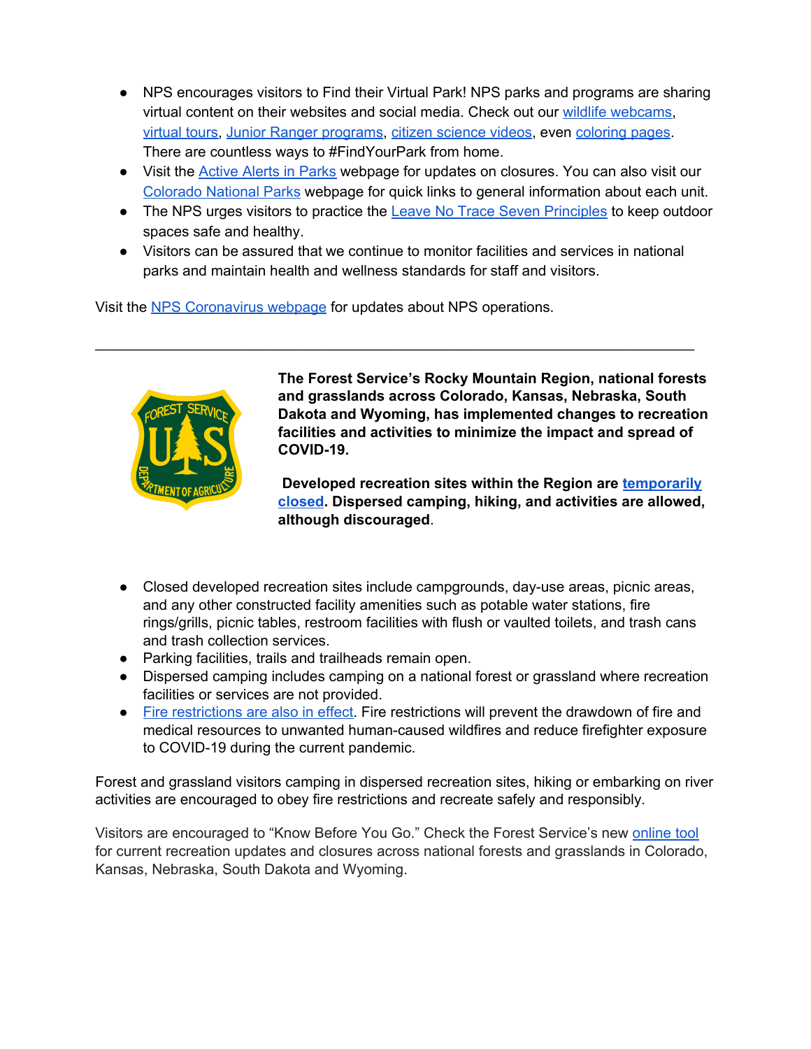- NPS encourages visitors to Find their Virtual Park! NPS parks and programs are sharing virtual content on their websites and social media. Check out our wildlife webcams, virtual tours, Junior Ranger programs, citizen science videos, even coloring pages. There are countless ways to #FindYourPark from home.
- Visit the Active Alerts in Parks webpage for updates on closures. You can also visit our Colorado National Parks webpage for quick links to general information about each unit.
- The NPS urges visitors to practice the Leave No Trace Seven Principles to keep outdoor spaces safe and healthy.
- Visitors can be assured that we continue to monitor facilities and services in national parks and maintain health and wellness standards for staff and visitors.

Visit the NPS Coronavirus webpage for updates about NPS operations.

---

**The Forest Service's Rocky Mountain Region, national forests and grasslands across Colorado, Kansas, Nebraska, South Dakota and Wyoming, has implemented changes to recreation facilities and activities to minimize the impact and spread of COVID-19.**

**Developed recreation sites within the Region are temporarily closed. Dispersed camping, hiking, and activities are allowed, although discouraged**.

- Closed developed recreation sites include campgrounds, day-use areas, picnic areas, and any other constructed facility amenities such as potable water stations, fire rings/grills, picnic tables, restroom facilities with flush or vaulted toilets, and trash cans and trash collection services.
- Parking facilities, trails and trailheads remain open.
- Dispersed camping includes camping on a national forest or grassland where recreation facilities or services are not provided.
- Fire restrictions are also in effect. Fire restrictions will prevent the drawdown of fire and medical resources to unwanted human-caused wildfires and reduce firefighter exposure to COVID-19 during the current pandemic.

Forest and grassland visitors camping in dispersed recreation sites, hiking or embarking on river activities are encouraged to obey fire restrictions and recreate safely and responsibly.

Visitors are encouraged to "Know Before You Go." Check the Forest Service's new online tool for current recreation updates and closures across national forests and grasslands in Colorado, Kansas, Nebraska, South Dakota and Wyoming.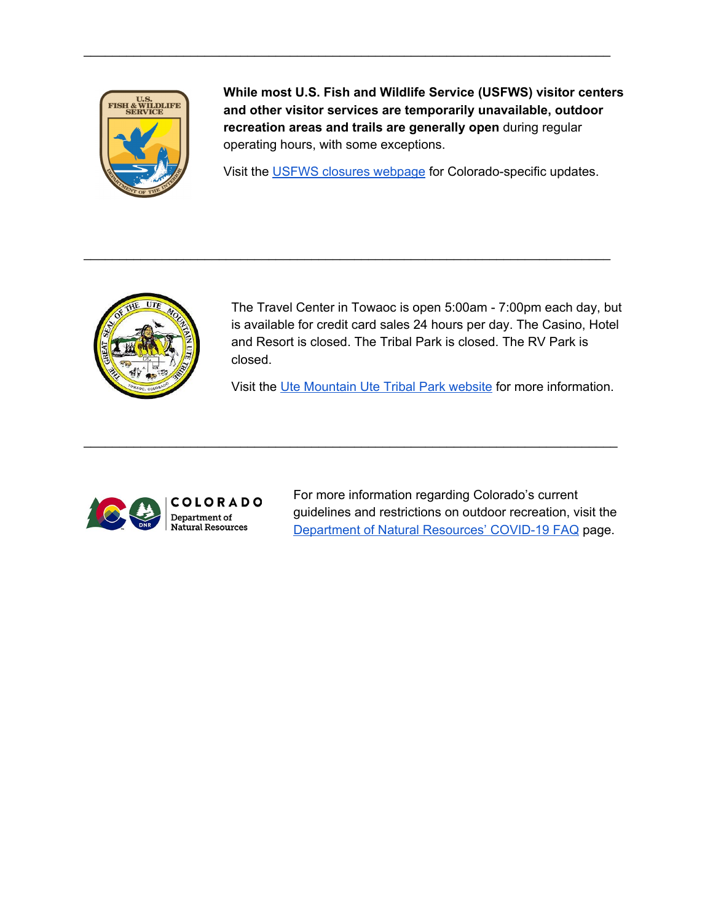---

**While most U.S. Fish and Wildlife Service (USFWS) visitor centers and other visitor services are temporarily unavailable, outdoor recreation areas and trails are generally open** during regular operating hours, with some exceptions.

Visit the USFWS closures webpage for Colorado-specific updates.

---

The Travel Center in Towaoc is open 5:00am - 7:00pm each day, but is available for credit card sales 24 hours per day. The Casino, Hotel and Resort is closed. The Tribal Park is closed. The RV Park is closed.

Visit the Ute Mountain Ute Tribal Park website for more information.

---

For more information regarding Colorado's current guidelines and restrictions on outdoor recreation, visit the Department of Natural Resources' COVID-19 FAQ page.